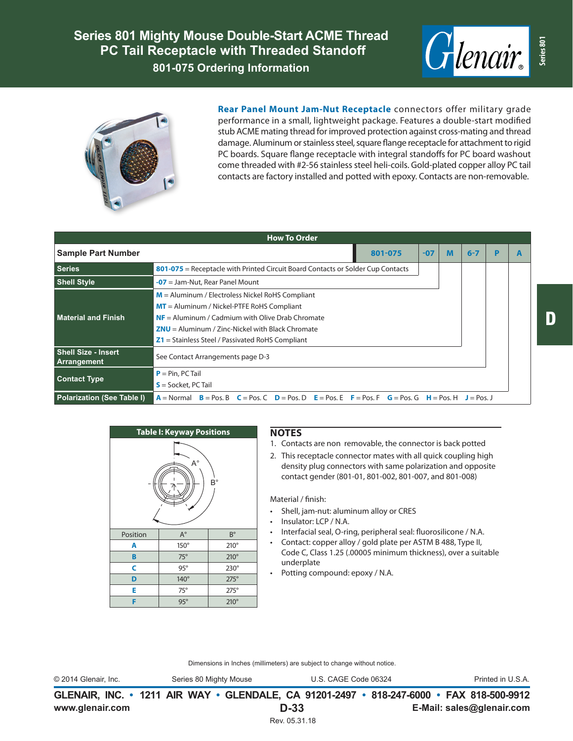# Series 801 Mighty Mouse Double-Start ACME Thread PC Tail Receptacle with Threaded Standoff

## 801-075 Ordering Information

**Rear Panel Mount Jam-Nut Receptacle** connectors offer military grade performance in a small, lightweight package. Features a double-start modified stub ACME mating thread for improved protection against cross-mating and thread damage. Aluminum or stainless steel, square flange receptacle for attachment to rigid PC boards. Square flange receptacle with integral standoffs for PC board washout come threaded with #2-56 stainless steel heli-coils. Gold-plated copper alloy PC tail contacts are factory installed and potted with epoxy. Contacts are non-removable.

### How To Order

| Sample Part Number | 801-075 | -07 | M | 6-7 | P | A |
|---|---|---|---|---|---|---|
| **Series** | **801-075** = Receptacle with Printed Circuit Board Contacts or Solder Cup Contacts | | | | | |
| **Shell Style** | **-07** = Jam-Nut, Rear Panel Mount | | | | | |
| **Material and Finish** | **M** = Aluminum / Electroless Nickel RoHS Compliant<br>**MT** = Aluminum / Nickel-PTFE RoHS Compliant<br>**NF** = Aluminum / Cadmium with Olive Drab Chromate<br>**ZNU** = Aluminum / Zinc-Nickel with Black Chromate<br>**Z1** = Stainless Steel / Passivated RoHS Compliant | | | | | |
| **Shell Size - Insert Arrangement** | See Contact Arrangements page D-3 | | | | | |
| **Contact Type** | **P** = Pin, PC Tail<br>**S** = Socket, PC Tail | | | | | |
| **Polarization (See Table I)** | **A** = Normal **B** = Pos. B **C** = Pos. C **D** = Pos. D **E** = Pos. E **F** = Pos. F **G** = Pos. G **H** = Pos. H **J** = Pos. J | | | | | |

### Table I: Keyway Positions

| Position | A° | B° |
|---|---|---|
| **A** | 150° | 210° |
| **B** | 75° | 210° |
| **C** | 95° | 230° |
| **D** | 140° | 275° |
| **E** | 75° | 275° |
| **F** | 95° | 210° |

## NOTES

1. Contacts are non removable, the connector is back potted
2. This receptacle connector mates with all quick coupling high density plug connectors with same polarization and opposite contact gender (801-01, 801-002, 801-007, and 801-008)

Material / finish:

- Shell, jam-nut: aluminum alloy or CRES
- Insulator: LCP / N.A.
- Interfacial seal, O-ring, peripheral seal: fluorosilicone / N.A.
- Contact: copper alloy / gold plate per ASTM B 488, Type II, Code C, Class 1.25 (.00005 minimum thickness), over a suitable underplate
- Potting compound: epoxy / N.A.

Dimensions in Inches (millimeters) are subject to change without notice.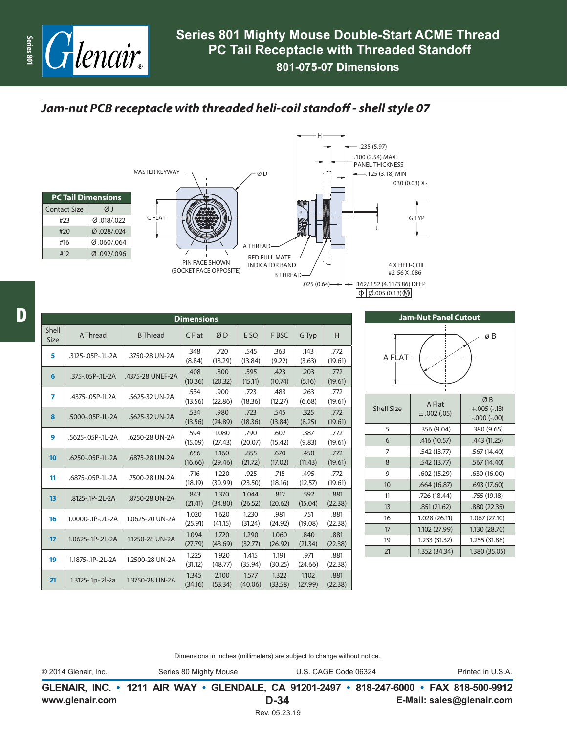# Series 801 Mighty Mouse Double-Start ACME Thread PC Tail Receptacle with Threaded Standoff

### 801-075-07 Dimensions

## *Jam-nut PCB receptacle with threaded heli-coil standoff - shell style 07*

| PC Tail Dimensions | |
|---|---|
| Contact Size | Ø J |
| #23 | Ø .018/.022 |
| #20 | Ø .028/.024 |
| #16 | Ø .060/.064 |
| #12 | Ø .092/.096 |

MASTER KEYWAY

Ø D

C FLAT

PIN FACE SHOWN
(SOCKET FACE OPPOSITE)

A THREAD

RED FULL MATE INDICATOR BAND

B THREAD

H

.235 (5.97)

.100 (2.54) MAX PANEL THICKNESS

.125 (3.18) MIN

030 (0.03) X

G TYP

J

4 X HELI-COIL #2-56 X .086

.025 (0.64)

.162/.152 (4.11/3.86) DEEP

⌖ Ø.005 (0.13) Ⓜ

| Dimensions | | | | | | | | |
|---|---|---|---|---|---|---|---|---|
| Shell Size | A Thread | B Thread | C Flat | Ø D | E SQ | F BSC | G Typ | H |
| **5** | .3125-.05P-.1L-2A | .3750-28 UN-2A | .348 (8.84) | .720 (18.29) | .545 (13.84) | .363 (9.22) | .143 (3.63) | .772 (19.61) |
| **6** | .375-.05P-.1L-2A | .4375-28 UNEF-2A | .408 (10.36) | .800 (20.32) | .595 (15.11) | .423 (10.74) | .203 (5.16) | .772 (19.61) |
| **7** | .4375-.05P-1L2A | .5625-32 UN-2A | .534 (13.56) | .900 (22.86) | .723 (18.36) | .483 (12.27) | .263 (6.68) | .772 (19.61) |
| **8** | .5000-.05P-1L-2A | .5625-32 UN-2A | .534 (13.56) | .980 (24.89) | .723 (18.36) | .545 (13.84) | .325 (8.25) | .772 (19.61) |
| **9** | .5625-.05P-.1L-2A | .6250-28 UN-2A | .594 (15.09) | 1.080 (27.43) | .790 (20.07) | .607 (15.42) | .387 (9.83) | .772 (19.61) |
| **10** | .6250-.05P-1L-2A | .6875-28 UN-2A | .656 (16.66) | 1.160 (29.46) | .855 (21.72) | .670 (17.02) | .450 (11.43) | .772 (19.61) |
| **11** | .6875-.05P-1L-2A | .7500-28 UN-2A | .716 (18.19) | 1.220 (30.99) | .925 (23.50) | .715 (18.16) | .495 (12.57) | .772 (19.61) |
| **13** | .8125-.1P-.2L-2A | .8750-28 UN-2A | .843 (21.41) | 1.370 (34.80) | 1.044 (26.52) | .812 (20.62) | .592 (15.04) | .881 (22.38) |
| **16** | 1.0000-.1P-.2L-2A | 1.0625-20 UN-2A | 1.020 (25.91) | 1.620 (41.15) | 1.230 (31.24) | .981 (24.92) | .751 (19.08) | .881 (22.38) |
| **17** | 1.0625-.1P-.2L-2A | 1.1250-28 UN-2A | 1.094 (27.79) | 1.720 (43.69) | 1.290 (32.77) | 1.060 (26.92) | .840 (21.34) | .881 (22.38) |
| **19** | 1.1875-.1P-.2L-2A | 1.2500-28 UN-2A | 1.225 (31.12) | 1.920 (48.77) | 1.415 (35.94) | 1.191 (30.25) | .971 (24.66) | .881 (22.38) |
| **21** | 1.3125-.1p-.2l-2a | 1.3750-28 UN-2A | 1.345 (34.16) | 2.100 (53.34) | 1.577 (40.06) | 1.322 (33.58) | 1.102 (27.99) | .881 (22.38) |

**Jam-Nut Panel Cutout**

A FLAT

ø B

| Shell Size | A Flat ± .002 (.05) | Ø B +.005 (-.13) -.000 (-.00) |
|---|---|---|
| 5 | .356 (9.04) | .380 (9.65) |
| 6 | .416 (10.57) | .443 (11.25) |
| 7 | .542 (13.77) | .567 (14.40) |
| 8 | .542 (13.77) | .567 (14.40) |
| 9 | .602 (15.29) | .630 (16.00) |
| 10 | .664 (16.87) | .693 (17.60) |
| 11 | .726 (18.44) | .755 (19.18) |
| 13 | .851 (21.62) | .880 (22.35) |
| 16 | 1.028 (26.11) | 1.067 (27.10) |
| 17 | 1.102 (27.99) | 1.130 (28.70) |
| 19 | 1.233 (31.32) | 1.255 (31.88) |
| 21 | 1.352 (34.34) | 1.380 (35.05) |

Dimensions in Inches (millimeters) are subject to change without notice.